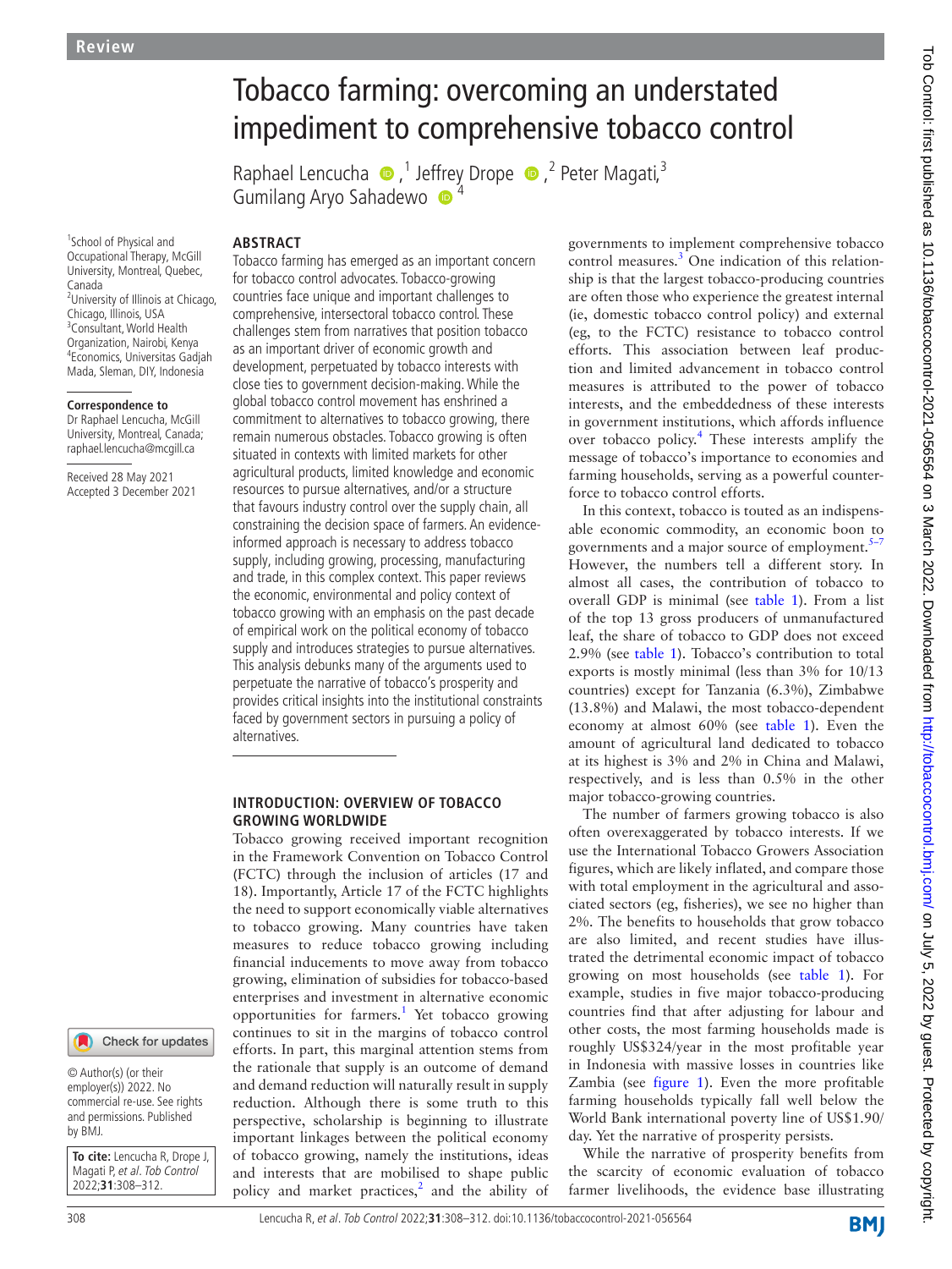Review

# Tobacco farming: overcoming an understated impediment to comprehensive tobacco control

Raphael Lencucha [1], Jeffrey Drope [2], Peter Magati [3], Gumilang Aryo Sahadewo [4]

[1] School of Physical and Occupational Therapy, McGill University, Montreal, Quebec, Canada
[2] University of Illinois at Chicago, Chicago, Illinois, USA
[3] Consultant, World Health Organization, Nairobi, Kenya
[4] Economics, Universitas Gadjah Mada, Sleman, DIY, Indonesia

**Correspondence to**
Dr Raphael Lencucha, McGill University, Montreal, Canada; raphael.lencucha@mcgill.ca

Received 28 May 2021
Accepted 3 December 2021

© Author(s) (or their employer(s)) 2022. No commercial re-use. See rights and permissions. Published by BMJ.

**To cite:** Lencucha R, Drope J, Magati P, *et al. Tob Control* 2022;**31**:308–312.

## ABSTRACT

Tobacco farming has emerged as an important concern for tobacco control advocates. Tobacco-growing countries face unique and important challenges to comprehensive, intersectoral tobacco control. These challenges stem from narratives that position tobacco as an important driver of economic growth and development, perpetuated by tobacco interests with close ties to government decision-making. While the global tobacco control movement has enshrined a commitment to alternatives to tobacco growing, there remain numerous obstacles. Tobacco growing is often situated in contexts with limited markets for other agricultural products, limited knowledge and economic resources to pursue alternatives, and/or a structure that favours industry control over the supply chain, all constraining the decision space of farmers. An evidence-informed approach is necessary to address tobacco supply, including growing, processing, manufacturing and trade, in this complex context. This paper reviews the economic, environmental and policy context of tobacco growing with an emphasis on the past decade of empirical work on the political economy of tobacco supply and introduces strategies to pursue alternatives. This analysis debunks many of the arguments used to perpetuate the narrative of tobacco's prosperity and provides critical insights into the institutional constraints faced by government sectors in pursuing a policy of alternatives.

## INTRODUCTION: OVERVIEW OF TOBACCO GROWING WORLDWIDE

Tobacco growing received important recognition in the Framework Convention on Tobacco Control (FCTC) through the inclusion of articles (17 and 18). Importantly, Article 17 of the FCTC highlights the need to support economically viable alternatives to tobacco growing. Many countries have taken measures to reduce tobacco growing including financial inducements to move away from tobacco growing, elimination of subsidies for tobacco-based enterprises and investment in alternative economic opportunities for farmers.[1] Yet tobacco growing continues to sit in the margins of tobacco control efforts. In part, this marginal attention stems from the rationale that supply is an outcome of demand and demand reduction will naturally result in supply reduction. Although there is some truth to this perspective, scholarship is beginning to illustrate important linkages between the political economy of tobacco growing, namely the institutions, ideas and interests that are mobilised to shape public policy and market practices,[2] and the ability of governments to implement comprehensive tobacco control measures.[3] One indication of this relationship is that the largest tobacco-producing countries are often those who experience the greatest internal (ie, domestic tobacco control policy) and external (eg, to the FCTC) resistance to tobacco control efforts. This association between leaf production and limited advancement in tobacco control measures is attributed to the power of tobacco interests, and the embeddedness of these interests in government institutions, which affords influence over tobacco policy.[4] These interests amplify the message of tobacco's importance to economies and farming households, serving as a powerful counterforce to tobacco control efforts.

In this context, tobacco is touted as an indispensable economic commodity, an economic boon to governments and a major source of employment.[5–7] However, the numbers tell a different story. In almost all cases, the contribution of tobacco to overall GDP is minimal (see table 1). From a list of the top 13 gross producers of unmanufactured leaf, the share of tobacco to GDP does not exceed 2.9% (see table 1). Tobacco's contribution to total exports is mostly minimal (less than 3% for 10/13 countries) except for Tanzania (6.3%), Zimbabwe (13.8%) and Malawi, the most tobacco-dependent economy at almost 60% (see table 1). Even the amount of agricultural land dedicated to tobacco at its highest is 3% and 2% in China and Malawi, respectively, and is less than 0.5% in the other major tobacco-growing countries.

The number of farmers growing tobacco is also often overexaggerated by tobacco interests. If we use the International Tobacco Growers Association figures, which are likely inflated, and compare those with total employment in the agricultural and associated sectors (eg, fisheries), we see no higher than 2%. The benefits to households that grow tobacco are also limited, and recent studies have illustrated the detrimental economic impact of tobacco growing on most households (see table 1). For example, studies in five major tobacco-producing countries find that after adjusting for labour and other costs, the most farming households made is roughly US$324/year in the most profitable year in Indonesia with massive losses in countries like Zambia (see figure 1). Even the more profitable farming households typically fall well below the World Bank international poverty line of US$1.90/day. Yet the narrative of prosperity persists.

While the narrative of prosperity benefits from the scarcity of economic evaluation of tobacco farmer livelihoods, the evidence base illustrating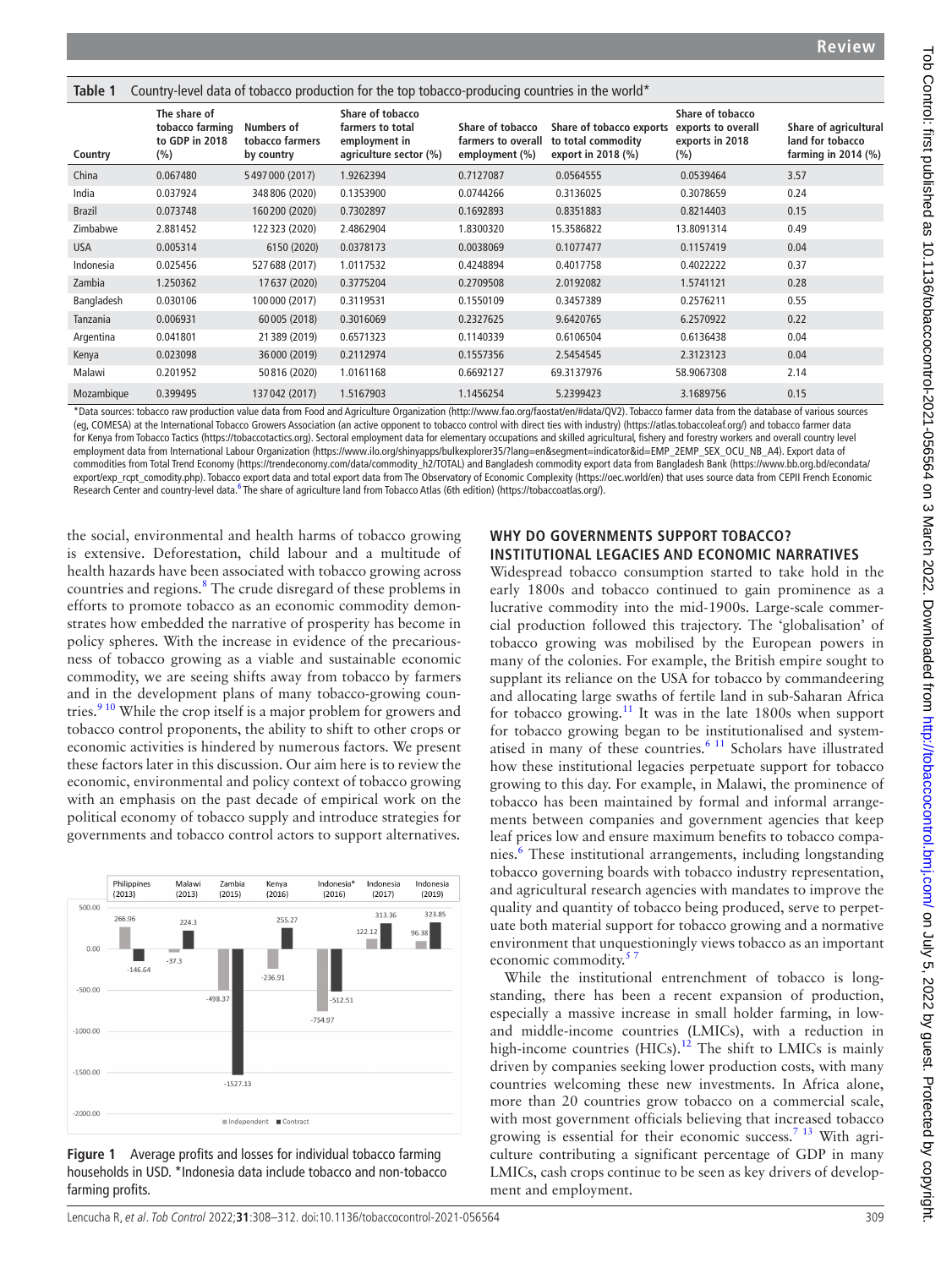**Table 1** Country-level data of tobacco production for the top tobacco-producing countries in the world*

| Country | The share of tobacco farming to GDP in 2018 (%) | Numbers of tobacco farmers by country | Share of tobacco farmers to total employment in agriculture sector (%) | Share of tobacco farmers to overall employment (%) | Share of tobacco exports to total commodity export in 2018 (%) | Share of tobacco exports to overall exports in 2018 (%) | Share of agricultural land for tobacco farming in 2014 (%) |
|---|---|---|---|---|---|---|---|
| China | 0.067480 | 5 497 000 (2017) | 1.9262394 | 0.7127087 | 0.0564555 | 0.0539464 | 3.57 |
| India | 0.037924 | 348 806 (2020) | 0.1353900 | 0.0744266 | 0.3136025 | 0.3078659 | 0.24 |
| Brazil | 0.073748 | 160 200 (2020) | 0.7302897 | 0.1692893 | 0.8351883 | 0.8214403 | 0.15 |
| Zimbabwe | 2.881452 | 122 323 (2020) | 2.4862904 | 1.8300320 | 15.3586822 | 13.8091314 | 0.49 |
| USA | 0.005314 | 6150 (2020) | 0.0378173 | 0.0038069 | 0.1077477 | 0.1157419 | 0.04 |
| Indonesia | 0.025456 | 527 688 (2017) | 1.0117532 | 0.4248894 | 0.4017758 | 0.4022222 | 0.37 |
| Zambia | 1.250362 | 17 637 (2020) | 0.3775204 | 0.2709508 | 2.0192082 | 1.5741121 | 0.28 |
| Bangladesh | 0.030106 | 100 000 (2017) | 0.3119531 | 0.1550109 | 0.3457389 | 0.2576211 | 0.55 |
| Tanzania | 0.006931 | 60 005 (2018) | 0.3016069 | 0.2327625 | 9.6420765 | 6.2570922 | 0.22 |
| Argentina | 0.041801 | 21 389 (2019) | 0.6571323 | 0.1140339 | 0.6106504 | 0.6136438 | 0.04 |
| Kenya | 0.023098 | 36 000 (2019) | 0.2112974 | 0.1557356 | 2.5454545 | 2.3123123 | 0.04 |
| Malawi | 0.201952 | 50 816 (2020) | 1.0161168 | 0.6692127 | 69.3137976 | 58.9067308 | 2.14 |
| Mozambique | 0.399495 | 137 042 (2017) | 1.5167903 | 1.1456254 | 5.2399423 | 3.1689756 | 0.15 |

*Data sources: tobacco raw production value data from Food and Agriculture Organization (http://www.fao.org/faostat/en/#data/QV2). Tobacco farmer data from the database of various sources (eg, COMESA) at the International Tobacco Growers Association (an active opponent to tobacco control with direct ties with industry) (https://atlas.tobaccoleaf.org/) and tobacco farmer data for Kenya from Tobacco Tactics (https://tobaccotactics.org). Sectoral employment data for elementary occupations and skilled agricultural, fishery and forestry workers and overall country level employment data from International Labour Organization (https://www.ilo.org/shinyapps/bulkexplorer35/?lang=en&segment=indicator&id=EMP_2EMP_SEX_OCU_NB_A4). Export data of commodities from Total Trend Economy (https://trendeconomy.com/data/commodity_h2/TOTAL) and Bangladesh commodity export data from Bangladesh Bank (https://www.bb.org.bd/econdata/export/exp_rcpt_comodity.php). Tobacco export data and total export data from The Observatory of Economic Complexity (https://oec.world/en) that uses source data from CEPII French Economic Research Center and country-level data.[6] The share of agriculture land from Tobacco Atlas (6th edition) (https://tobaccoatlas.org/).

the social, environmental and health harms of tobacco growing is extensive. Deforestation, child labour and a multitude of health hazards have been associated with tobacco growing across countries and regions.[8] The crude disregard of these problems in efforts to promote tobacco as an economic commodity demonstrates how embedded the narrative of prosperity has become in policy spheres. With the increase in evidence of the precariousness of tobacco growing as a viable and sustainable economic commodity, we are seeing shifts away from tobacco by farmers and in the development plans of many tobacco-growing countries.[9,10] While the crop itself is a major problem for growers and tobacco control proponents, the ability to shift to other crops or economic activities is hindered by numerous factors. We present these factors later in this discussion. Our aim here is to review the economic, environmental and policy context of tobacco growing with an emphasis on the past decade of empirical work on the political economy of tobacco supply and introduce strategies for governments and tobacco control actors to support alternatives.

**Figure 1** Average profits and losses for individual tobacco farming households in USD. *Indonesia data include tobacco and non-tobacco farming profits.

## WHY DO GOVERNMENTS SUPPORT TOBACCO? INSTITUTIONAL LEGACIES AND ECONOMIC NARRATIVES

Widespread tobacco consumption started to take hold in the early 1800s and tobacco continued to gain prominence as a lucrative commodity into the mid-1900s. Large-scale commercial production followed this trajectory. The 'globalisation' of tobacco growing was mobilised by the European powers in many of the colonies. For example, the British empire sought to supplant its reliance on the USA for tobacco by commandeering and allocating large swaths of fertile land in sub-Saharan Africa for tobacco growing.[11] It was in the late 1800s when support for tobacco growing began to be institutionalised and systematised in many of these countries.[6,11] Scholars have illustrated how these institutional legacies perpetuate support for tobacco growing to this day. For example, in Malawi, the prominence of tobacco has been maintained by formal and informal arrangements between companies and government agencies that keep leaf prices low and ensure maximum benefits to tobacco companies.[6] These institutional arrangements, including longstanding tobacco governing boards with tobacco industry representation, and agricultural research agencies with mandates to improve the quality and quantity of tobacco being produced, serve to perpetuate both material support for tobacco growing and a normative environment that unquestioningly views tobacco as an important economic commodity.[5,7]

While the institutional entrenchment of tobacco is longstanding, there has been a recent expansion of production, especially a massive increase in small holder farming, in low- and middle-income countries (LMICs), with a reduction in high-income countries (HICs).[12] The shift to LMICs is mainly driven by companies seeking lower production costs, with many countries welcoming these new investments. In Africa alone, more than 20 countries grow tobacco on a commercial scale, with most government officials believing that increased tobacco growing is essential for their economic success.[7,13] With agriculture contributing a significant percentage of GDP in many LMICs, cash crops continue to be seen as key drivers of development and employment.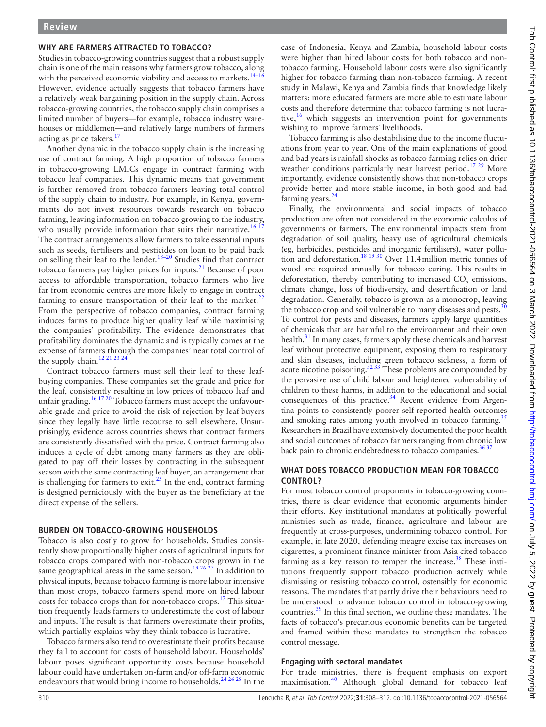## WHY ARE FARMERS ATTRACTED TO TOBACCO?

Studies in tobacco-growing countries suggest that a robust supply chain is one of the main reasons why farmers grow tobacco, along with the perceived economic viability and access to markets.[14–16] However, evidence actually suggests that tobacco farmers have a relatively weak bargaining position in the supply chain. Across tobacco-growing countries, the tobacco supply chain comprises a limited number of buyers—for example, tobacco industry warehouses or middlemen—and relatively large numbers of farmers acting as price takers.[17]

Another dynamic in the tobacco supply chain is the increasing use of contract farming. A high proportion of tobacco farmers in tobacco-growing LMICs engage in contract farming with tobacco leaf companies. This dynamic means that government is further removed from tobacco farmers leaving total control of the supply chain to industry. For example, in Kenya, governments do not invest resources towards research on tobacco farming, leaving information on tobacco growing to the industry, who usually provide information that suits their narrative.[16 17] The contract arrangements allow farmers to take essential inputs such as seeds, fertilisers and pesticides on loan to be paid back on selling their leaf to the lender.[18–20] Studies find that contract tobacco farmers pay higher prices for inputs.[21] Because of poor access to affordable transportation, tobacco farmers who live far from economic centres are more likely to engage in contract farming to ensure transportation of their leaf to the market.[22] From the perspective of tobacco companies, contract farming induces farms to produce higher quality leaf while maximising the companies' profitability. The evidence demonstrates that profitability dominates the dynamic and is typically comes at the expense of farmers through the companies' near total control of the supply chain.[12 21 23 24]

Contract tobacco farmers must sell their leaf to these leaf-buying companies. These companies set the grade and price for the leaf, consistently resulting in low prices of tobacco leaf and unfair grading.[16 17 20] Tobacco farmers must accept the unfavourable grade and price to avoid the risk of rejection by leaf buyers since they legally have little recourse to sell elsewhere. Unsurprisingly, evidence across countries shows that contract farmers are consistently dissatisfied with the price. Contract farming also induces a cycle of debt among many farmers as they are obligated to pay off their losses by contracting in the subsequent season with the same contracting leaf buyer, an arrangement that is challenging for farmers to exit.[25] In the end, contract farming is designed perniciously with the buyer as the beneficiary at the direct expense of the sellers.

## BURDEN ON TOBACCO-GROWING HOUSEHOLDS

Tobacco is also costly to grow for households. Studies consistently show proportionally higher costs of agricultural inputs for tobacco crops compared with non-tobacco crops grown in the same geographical areas in the same season.[19 26 27] In addition to physical inputs, because tobacco farming is more labour intensive than most crops, tobacco farmers spend more on hired labour costs for tobacco crops than for non-tobacco crops.[17] This situation frequently leads farmers to underestimate the cost of labour and inputs. The result is that farmers overestimate their profits, which partially explains why they think tobacco is lucrative.

Tobacco farmers also tend to overestimate their profits because they fail to account for costs of household labour. Households' labour poses significant opportunity costs because household labour could have undertaken on-farm and/or off-farm economic endeavours that would bring income to households.[24 26 28] In the case of Indonesia, Kenya and Zambia, household labour costs were higher than hired labour costs for both tobacco and non-tobacco farming. Household labour costs were also significantly higher for tobacco farming than non-tobacco farming. A recent study in Malawi, Kenya and Zambia finds that knowledge likely matters: more educated farmers are more able to estimate labour costs and therefore determine that tobacco farming is not lucrative,[16] which suggests an intervention point for governments wishing to improve farmers' livelihoods.

Tobacco farming is also destabilising due to the income fluctuations from year to year. One of the main explanations of good and bad years is rainfall shocks as tobacco farming relies on drier weather conditions particularly near harvest period.[17 29] More importantly, evidence consistently shows that non-tobacco crops provide better and more stable income, in both good and bad farming years.[24]

Finally, the environmental and social impacts of tobacco production are often not considered in the economic calculus of governments or farmers. The environmental impacts stem from degradation of soil quality, heavy use of agricultural chemicals (eg, herbicides, pesticides and inorganic fertilisers), water pollution and deforestation.[18 19 30] Over 11.4 million metric tonnes of wood are required annually for tobacco curing. This results in deforestation, thereby contributing to increased $CO_2$ emissions, climate change, loss of biodiversity, and desertification or land degradation. Generally, tobacco is grown as a monocrop, leaving the tobacco crop and soil vulnerable to many diseases and pests.[30] To control for pests and diseases, farmers apply large quantities of chemicals that are harmful to the environment and their own health.[31] In many cases, farmers apply these chemicals and harvest leaf without protective equipment, exposing them to respiratory and skin diseases, including green tobacco sickness, a form of acute nicotine poisoning.[32 33] These problems are compounded by the pervasive use of child labour and heightened vulnerability of children to these harms, in addition to the educational and social consequences of this practice.[34] Recent evidence from Argentina points to consistently poorer self-reported health outcomes and smoking rates among youth involved in tobacco farming.[35] Researchers in Brazil have extensively documented the poor health and social outcomes of tobacco farmers ranging from chronic low back pain to chronic endebtedness to tobacco companies.[36 37]

## WHAT DOES TOBACCO PRODUCTION MEAN FOR TOBACCO CONTROL?

For most tobacco control proponents in tobacco-growing countries, there is clear evidence that economic arguments hinder their efforts. Key institutional mandates at politically powerful ministries such as trade, finance, agriculture and labour are frequently at cross-purposes, undermining tobacco control. For example, in late 2020, defending meagre excise tax increases on cigarettes, a prominent finance minister from Asia cited tobacco farming as a key reason to temper the increase.[38] These institutions frequently support tobacco production actively while dismissing or resisting tobacco control, ostensibly for economic reasons. The mandates that partly drive their behaviours need to be understood to advance tobacco control in tobacco-growing countries.[39] In this final section, we outline these mandates. The facts of tobacco's precarious economic benefits can be targeted and framed within these mandates to strengthen the tobacco control message.

### Engaging with sectoral mandates

For trade ministries, there is frequent emphasis on export maximisation.[40] Although global demand for tobacco leaf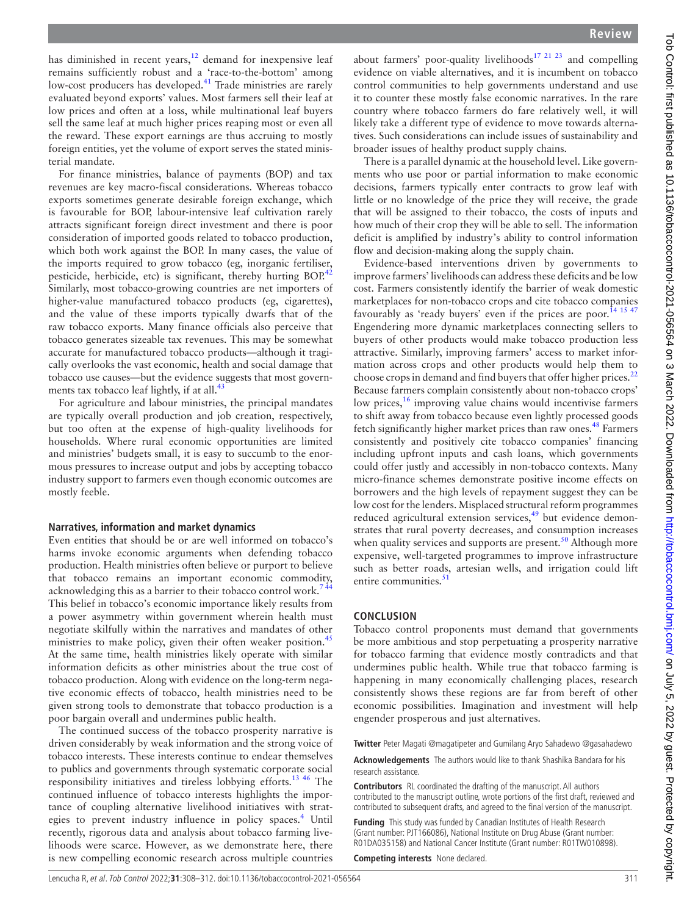has diminished in recent years,[12] demand for inexpensive leaf remains sufficiently robust and a 'race-to-the-bottom' among low-cost producers has developed.[41] Trade ministries are rarely evaluated beyond exports' values. Most farmers sell their leaf at low prices and often at a loss, while multinational leaf buyers sell the same leaf at much higher prices reaping most or even all the reward. These export earnings are thus accruing to mostly foreign entities, yet the volume of export serves the stated ministerial mandate.

For finance ministries, balance of payments (BOP) and tax revenues are key macro-fiscal considerations. Whereas tobacco exports sometimes generate desirable foreign exchange, which is favourable for BOP, labour-intensive leaf cultivation rarely attracts significant foreign direct investment and there is poor consideration of imported goods related to tobacco production, which both work against the BOP. In many cases, the value of the imports required to grow tobacco (eg, inorganic fertiliser, pesticide, herbicide, etc) is significant, thereby hurting BOP.[42] Similarly, most tobacco-growing countries are net importers of higher-value manufactured tobacco products (eg, cigarettes), and the value of these imports typically dwarfs that of the raw tobacco exports. Many finance officials also perceive that tobacco generates sizeable tax revenues. This may be somewhat accurate for manufactured tobacco products—although it tragically overlooks the vast economic, health and social damage that tobacco use causes—but the evidence suggests that most governments tax tobacco leaf lightly, if at all.[43]

For agriculture and labour ministries, the principal mandates are typically overall production and job creation, respectively, but too often at the expense of high-quality livelihoods for households. Where rural economic opportunities are limited and ministries' budgets small, it is easy to succumb to the enormous pressures to increase output and jobs by accepting tobacco industry support to farmers even though economic outcomes are mostly feeble.

### Narratives, information and market dynamics

Even entities that should be or are well informed on tobacco's harms invoke economic arguments when defending tobacco production. Health ministries often believe or purport to believe that tobacco remains an important economic commodity, acknowledging this as a barrier to their tobacco control work.[7,44] This belief in tobacco's economic importance likely results from a power asymmetry within government wherein health must negotiate skilfully within the narratives and mandates of other ministries to make policy, given their often weaker position.[45] At the same time, health ministries likely operate with similar information deficits as other ministries about the true cost of tobacco production. Along with evidence on the long-term negative economic effects of tobacco, health ministries need to be given strong tools to demonstrate that tobacco production is a poor bargain overall and undermines public health.

The continued success of the tobacco prosperity narrative is driven considerably by weak information and the strong voice of tobacco interests. These interests continue to endear themselves to publics and governments through systematic corporate social responsibility initiatives and tireless lobbying efforts.[13,46] The continued influence of tobacco interests highlights the importance of coupling alternative livelihood initiatives with strategies to prevent industry influence in policy spaces.[4] Until recently, rigorous data and analysis about tobacco farming livelihoods were scarce. However, as we demonstrate here, there is new compelling economic research across multiple countries about farmers' poor-quality livelihoods[17,21,23] and compelling evidence on viable alternatives, and it is incumbent on tobacco control communities to help governments understand and use it to counter these mostly false economic narratives. In the rare country where tobacco farmers do fare relatively well, it will likely take a different type of evidence to move towards alternatives. Such considerations can include issues of sustainability and broader issues of healthy product supply chains.

There is a parallel dynamic at the household level. Like governments who use poor or partial information to make economic decisions, farmers typically enter contracts to grow leaf with little or no knowledge of the price they will receive, the grade that will be assigned to their tobacco, the costs of inputs and how much of their crop they will be able to sell. The information deficit is amplified by industry's ability to control information flow and decision-making along the supply chain.

Evidence-based interventions driven by governments to improve farmers' livelihoods can address these deficits and be low cost. Farmers consistently identify the barrier of weak domestic marketplaces for non-tobacco crops and cite tobacco companies favourably as 'ready buyers' even if the prices are poor.[14,15,47] Engendering more dynamic marketplaces connecting sellers to buyers of other products would make tobacco production less attractive. Similarly, improving farmers' access to market information across crops and other products would help them to choose crops in demand and find buyers that offer higher prices.[22] Because farmers complain consistently about non-tobacco crops' low prices,[16] improving value chains would incentivise farmers to shift away from tobacco because even lightly processed goods fetch significantly higher market prices than raw ones.[48] Farmers consistently and positively cite tobacco companies' financing including upfront inputs and cash loans, which governments could offer justly and accessibly in non-tobacco contexts. Many micro-finance schemes demonstrate positive income effects on borrowers and the high levels of repayment suggest they can be low cost for the lenders. Misplaced structural reform programmes reduced agricultural extension services,[49] but evidence demonstrates that rural poverty decreases, and consumption increases when quality services and supports are present.[50] Although more expensive, well-targeted programmes to improve infrastructure such as better roads, artesian wells, and irrigation could lift entire communities.[51]

## CONCLUSION

Tobacco control proponents must demand that governments be more ambitious and stop perpetuating a prosperity narrative for tobacco farming that evidence mostly contradicts and that undermines public health. While true that tobacco farming is happening in many economically challenging places, research consistently shows these regions are far from bereft of other economic possibilities. Imagination and investment will help engender prosperous and just alternatives.

**Twitter** Peter Magati @magatipeter and Gumilang Aryo Sahadewo @gasahadewo

**Acknowledgements** The authors would like to thank Shashika Bandara for his research assistance.

**Contributors** RL coordinated the drafting of the manuscript. All authors contributed to the manuscript outline, wrote portions of the first draft, reviewed and contributed to subsequent drafts, and agreed to the final version of the manuscript.

**Funding** This study was funded by Canadian Institutes of Health Research (Grant number: PJT166086), National Institute on Drug Abuse (Grant number: R01DA035158) and National Cancer Institute (Grant number: R01TW010898).

**Competing interests** None declared.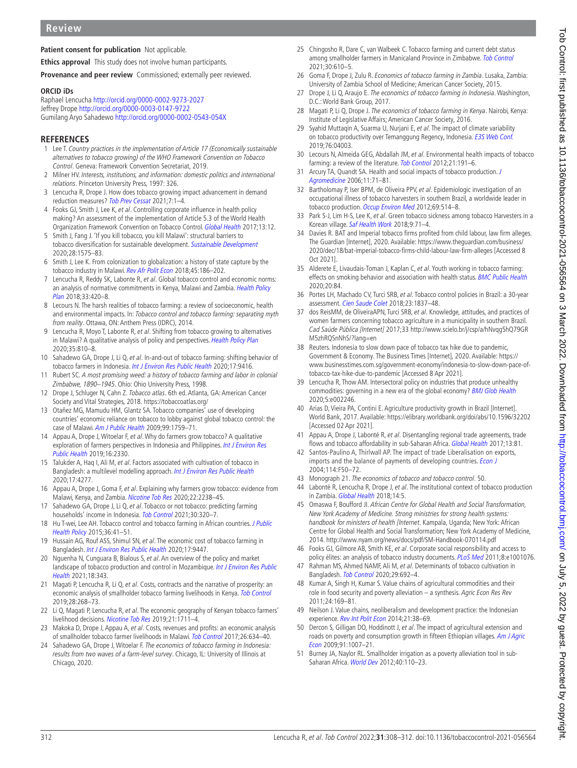**Patient consent for publication** Not applicable.

**Ethics approval** This study does not involve human participants.

**Provenance and peer review** Commissioned; externally peer reviewed.

**ORCID iDs**

Raphael Lencucha http://orcid.org/0000-0002-9273-2027
Jeffrey Drope http://orcid.org/0000-0003-0147-9722
Gumilang Aryo Sahadewo http://orcid.org/0000-0002-0543-054X

## REFERENCES

1. Lee T. *Country practices in the implementation of Article 17 (Economically sustainable alternatives to tobacco growing) of the WHO Framework Convention on Tobacco Control*. Geneva: Framework Convention Secretariat, 2019.
2. Milner HV. *Interests, institutions, and information: domestic politics and international relations*. Princeton University Press, 1997: 326.
3. Lencucha R, Drope J. How does tobacco growing impact advancement in demand reduction measures? *Tob Prev Cessat* 2021;7:1–4.
4. Fooks GJ, Smith J, Lee K, *et al*. Controlling corporate influence in health policy making? An assessment of the implementation of Article 5.3 of the World Health Organization Framework Convention on Tobacco Control. *Global Health* 2017;13:12.
5. Smith J, Fang J. 'If you kill tobacco, you kill Malawi': structural barriers to tobacco diversification for sustainable development. *Sustainable Development* 2020;28:1575–83.
6. Smith J, Lee K. From colonization to globalization: a history of state capture by the tobacco industry in Malawi. *Rev Afr Polit Econ* 2018;45:186–202.
7. Lencucha R, Reddy SK, Labonte R, *et al*. Global tobacco control and economic norms: an analysis of normative commitments in Kenya, Malawi and Zambia. *Health Policy Plan* 2018;33:420–8.
8. Lecours N. The harsh realities of tobacco farming: a review of socioeconomic, health and environmental impacts. In: *Tobacco control and tobacco farming: separating myth from reality*. Ottawa, ON: Anthem Press (IDRC), 2014.
9. Lencucha R, Moyo T, Labonte R, *et al*. Shifting from tobacco growing to alternatives in Malawi? A qualitative analysis of policy and perspectives. *Health Policy Plan* 2020;35:810–8.
10. Sahadewo GA, Drope J, Li Q, *et al*. In-and-out of tobacco farming: shifting behavior of tobacco farmers in Indonesia. *Int J Environ Res Public Health* 2020;17:9416.
11. Rubert SC. *A most promising weed: a history of tobacco farming and labor in colonial Zimbabwe, 1890–1945*. Ohio: Ohio University Press, 1998.
12. Drope J, Schluger N, Cahn Z. *Tobacco atlas*. 6th ed. Atlanta, GA: American Cancer Society and Vital Strategies, 2018. https://tobaccoatlas.org/
13. Otañez MG, Mamudu HM, Glantz SA. Tobacco companies' use of developing countries' economic reliance on tobacco to lobby against global tobacco control: the case of Malawi. *Am J Public Health* 2009;99:1759–71.
14. Appau A, Drope J, Witoelar F, *et al*. Why do farmers grow tobacco? A qualitative exploration of farmers perspectives in Indonesia and Philippines. *Int J Environ Res Public Health* 2019;16:2330.
15. Talukder A, Haq I, Ali M, *et al*. Factors associated with cultivation of tobacco in Bangladesh: a multilevel modelling approach. *Int J Environ Res Public Health* 2020;17:4277.
16. Appau A, Drope J, Goma F, *et al*. Explaining why farmers grow tobacco: evidence from Malawi, Kenya, and Zambia. *Nicotine Tob Res* 2020;22:2238–45.
17. Sahadewo GA, Drope J, Li Q, *et al*. Tobacco or not tobacco: predicting farming households' income in Indonesia. *Tob Control* 2021;30:320–7.
18. Hu T-wei, Lee AH. Tobacco control and tobacco farming in African countries. *J Public Health Policy* 2015;36:41–51.
19. Hussain AG, Rouf ASS, Shimul SN, *et al*. The economic cost of tobacco farming in Bangladesh. *Int J Environ Res Public Health* 2020;17:9447.
20. Nguenha N, Cunguara B, Bialous S, *et al*. An overview of the policy and market landscape of tobacco production and control in Mozambique. *Int J Environ Res Public Health* 2021;18:343.
21. Magati P, Lencucha R, Li Q, *et al*. Costs, contracts and the narrative of prosperity: an economic analysis of smallholder tobacco farming livelihoods in Kenya. *Tob Control* 2019;28:268–73.
22. Li Q, Magati P, Lencucha R, *et al*. The economic geography of Kenyan tobacco farmers' livelihood decisions. *Nicotine Tob Res* 2019;21:1711–4.
23. Makoka D, Drope J, Appau A, *et al*. Costs, revenues and profits: an economic analysis of smallholder tobacco farmer livelihoods in Malawi. *Tob Control* 2017;26:634–40.
24. Sahadewo GA, Drope J, Witoelar F. *The economics of tobacco farming in Indonesia: results from two waves of a farm-level survey*. Chicago, IL: University of Illinois at Chicago, 2020.
25. Chingosho R, Dare C, van Walbeek C. Tobacco farming and current debt status among smallholder farmers in Manicaland Province in Zimbabwe. *Tob Control* 2021;30:610–5.
26. Goma F, Drope J, Zulu R. *Economics of tobacco farming in Zambia*. Lusaka, Zambia: University of Zambia School of Medicine; American Cancer Society, 2015.
27. Drope J, Li Q, Araujo E. *The economics of tobacco farming in Indonesia*. Washington, D.C.: World Bank Group, 2017.
28. Magati P, Li Q, Drope J. *The economics of tobacco farming in Kenya*. Nairobi, Kenya: Institute of Legislative Affairs; American Cancer Society, 2016.
29. Syahid Muttaqin A, Suarma U, Nurjani E, *et al*. The impact of climate variability on tobacco productivity over Temanggung Regency, Indonesia. *E3S Web Conf.* 2019;76:04003.
30. Lecours N, Almeida GEG, Abdallah JM, *et al*. Environmental health impacts of tobacco farming: a review of the literature. *Tob Control* 2012;21:191–6.
31. Arcury TA, Quandt SA. Health and social impacts of tobacco production. *J Agromedicine* 2006;11:71–81.
32. Bartholomay P, Iser BPM, de Oliveira PPV, *et al*. Epidemiologic investigation of an occupational illness of tobacco harvesters in southern Brazil, a worldwide leader in tobacco production. *Occup Environ Med* 2012;69:514–8.
33. Park S-J, Lim H-S, Lee K, *et al*. Green tobacco sickness among tobacco Harvesters in a Korean village. *Saf Health Work* 2018;9:71–4.
34. Davies R. BAT and Imperial tobacco firms profited from child labour, law firm alleges. The Guardian [Internet], 2020. Available: https://www.theguardian.com/business/2020/dec/18/bat-imperial-tobacco-firms-child-labour-law-firm-alleges [Accessed 8 Oct 2021].
35. Alderete E, Livaudais-Toman J, Kaplan C, *et al*. Youth working in tobacco farming: effects on smoking behavior and association with health status. *BMC Public Health* 2020;20:84.
36. Portes LH, Machado CV, Turci SRB, *et al*. Tobacco control policies in Brazil: a 30-year assessment. *Cien Saude Colet* 2018;23:1837–48.
37. dos ReisMM, de OliveiraAPN, Turci SRB, *et al*. Knowledge, attitudes, and practices of women farmers concerning tobacco agriculture in a municipality in southern Brazil. *Cad Saúde Pública [Internet]* 2017;33 http://www.scielo.br/j/csp/a/hNvqg5hQ79GRM5zhRQSnNhS/?lang=en
38. Reuters. Indonesia to slow down pace of tobacco tax hike due to pandemic, Government & Economy. The Business Times [Internet], 2020. Available: https://www.businesstimes.com.sg/government-economy/indonesia-to-slow-down-pace-of-tobacco-tax-hike-due-to-pandemic [Accessed 8 Apr 2021].
39. Lencucha R, Thow AM. Intersectoral policy on industries that produce unhealthy commodities: governing in a new era of the global economy? *BMJ Glob Health* 2020;5:e002246.
40. Arias D, Vieira PA, Contini E. Agriculture productivity growth in Brazil [Internet]. World Bank, 2017. Available: https://elibrary.worldbank.org/doi/abs/10.1596/32202 [Accessed 02 Apr 2021].
41. Appau A, Drope J, Labonté R, *et al*. Disentangling regional trade agreements, trade flows and tobacco affordability in sub-Saharan Africa. *Global Health* 2017;13:81.
42. Santos-Paulino A, Thirlwall AP. The impact of trade Liberalisation on exports, imports and the balance of payments of developing countries. *Econ J* 2004;114:F50–72.
43. Monograph 21. *The economics of tobacco and tobacco control*. 50.
44. Labonté R, Lencucha R, Drope J, *et al*. The institutional context of tobacco production in Zambia. *Global Health* 2018;14:5.
45. Omaswa F, Boufford JI. *African Centre for Global Health and Social Transformation, New York Academy of Medicine. Strong ministries for strong health systems: handbook for ministers of health [Internet*. Kampala, Uganda; New York: African Centre for Global Health and Social Transformation; New York Academy of Medicine, 2014. http://www.nyam.org/news/docs/pdf/SM-Handbook-070114.pdf
46. Fooks GJ, Gilmore AB, Smith KE, *et al*. Corporate social responsibility and access to policy élites: an analysis of tobacco industry documents. *PLoS Med* 2011;8:e1001076.
47. Rahman MS, Ahmed NAMF, Ali M, *et al*. Determinants of tobacco cultivation in Bangladesh. *Tob Control* 2020;29:692–4.
48. Kumar A, Singh H, Kumar S. Value chains of agricultural commodities and their role in food security and poverty alleviation – a synthesis. *Agric Econ Res Rev* 2011;24:169–81.
49. Neilson J. Value chains, neoliberalism and development practice: the Indonesian experience. *Rev Int Polit Econ* 2014;21:38–69.
50. Dercon S, Gilligan DO, Hoddinott J, *et al*. The impact of agricultural extension and roads on poverty and consumption growth in fifteen Ethiopian villages. *Am J Agric Econ* 2009;91:1007–21.
51. Burney JA, Naylor RL. Smallholder irrigation as a poverty alleviation tool in sub-Saharan Africa. *World Dev* 2012;40:110–23.